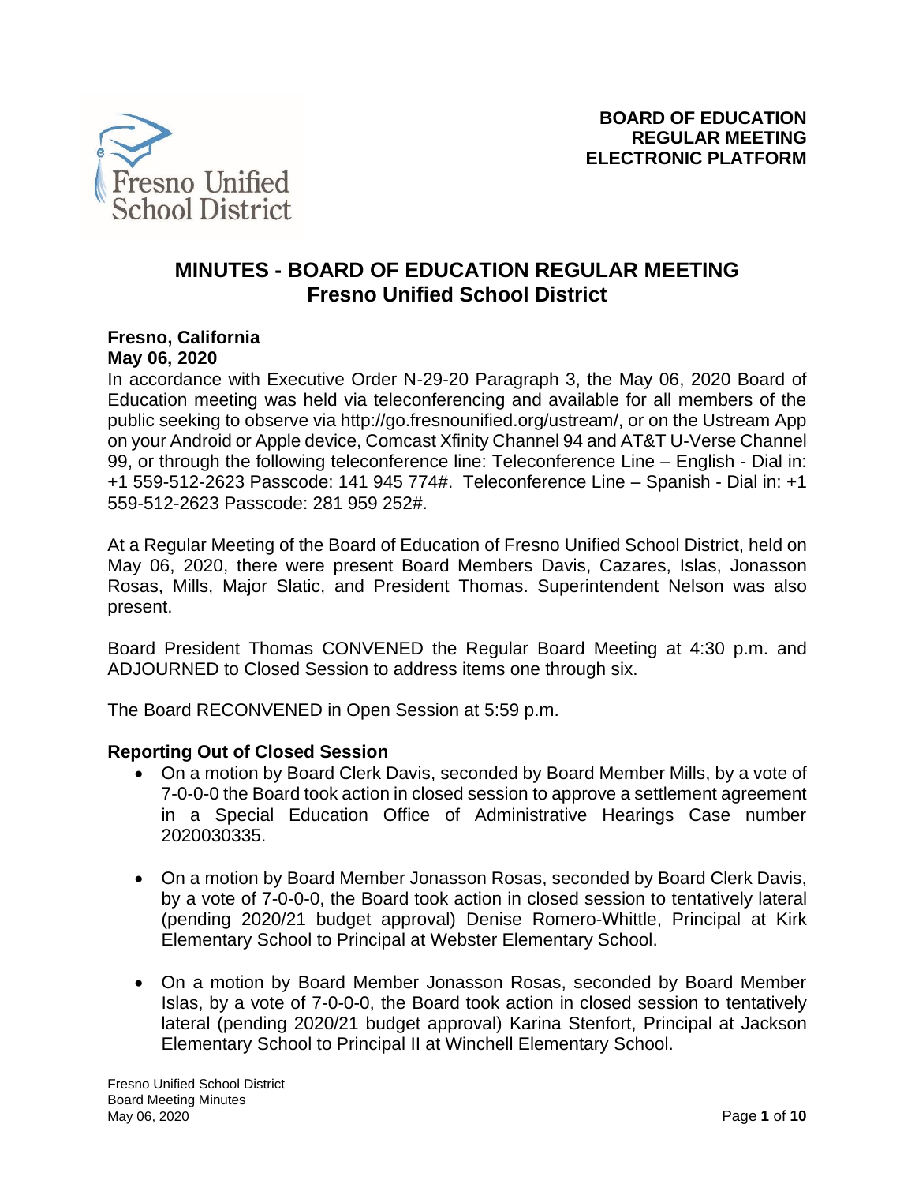**BOARD OF EDUCATION**
**REGULAR MEETING**
**ELECTRONIC PLATFORM**

# MINUTES - BOARD OF EDUCATION REGULAR MEETING
## Fresno Unified School District

**Fresno, California**
**May 06, 2020**

In accordance with Executive Order N-29-20 Paragraph 3, the May 06, 2020 Board of Education meeting was held via teleconferencing and available for all members of the public seeking to observe via http://go.fresnounified.org/ustream/, or on the Ustream App on your Android or Apple device, Comcast Xfinity Channel 94 and AT&T U-Verse Channel 99, or through the following teleconference line: Teleconference Line – English - Dial in: +1 559-512-2623 Passcode: 141 945 774#. Teleconference Line – Spanish - Dial in: +1 559-512-2623 Passcode: 281 959 252#.

At a Regular Meeting of the Board of Education of Fresno Unified School District, held on May 06, 2020, there were present Board Members Davis, Cazares, Islas, Jonasson Rosas, Mills, Major Slatic, and President Thomas. Superintendent Nelson was also present.

Board President Thomas CONVENED the Regular Board Meeting at 4:30 p.m. and ADJOURNED to Closed Session to address items one through six.

The Board RECONVENED in Open Session at 5:59 p.m.

**Reporting Out of Closed Session**

- On a motion by Board Clerk Davis, seconded by Board Member Mills, by a vote of 7-0-0-0 the Board took action in closed session to approve a settlement agreement in a Special Education Office of Administrative Hearings Case number 2020030335.
- On a motion by Board Member Jonasson Rosas, seconded by Board Clerk Davis, by a vote of 7-0-0-0, the Board took action in closed session to tentatively lateral (pending 2020/21 budget approval) Denise Romero-Whittle, Principal at Kirk Elementary School to Principal at Webster Elementary School.
- On a motion by Board Member Jonasson Rosas, seconded by Board Member Islas, by a vote of 7-0-0-0, the Board took action in closed session to tentatively lateral (pending 2020/21 budget approval) Karina Stenfort, Principal at Jackson Elementary School to Principal II at Winchell Elementary School.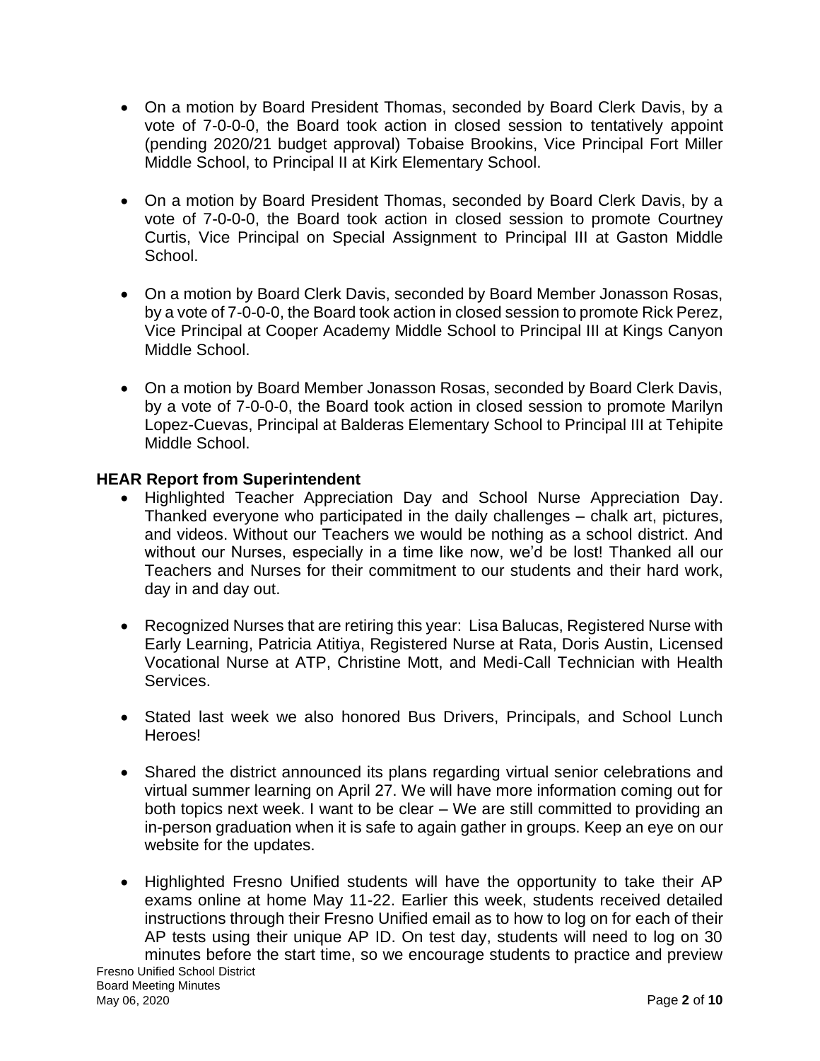- On a motion by Board President Thomas, seconded by Board Clerk Davis, by a vote of 7-0-0-0, the Board took action in closed session to tentatively appoint (pending 2020/21 budget approval) Tobaise Brookins, Vice Principal Fort Miller Middle School, to Principal II at Kirk Elementary School.

- On a motion by Board President Thomas, seconded by Board Clerk Davis, by a vote of 7-0-0-0, the Board took action in closed session to promote Courtney Curtis, Vice Principal on Special Assignment to Principal III at Gaston Middle School.

- On a motion by Board Clerk Davis, seconded by Board Member Jonasson Rosas, by a vote of 7-0-0-0, the Board took action in closed session to promote Rick Perez, Vice Principal at Cooper Academy Middle School to Principal III at Kings Canyon Middle School.

- On a motion by Board Member Jonasson Rosas, seconded by Board Clerk Davis, by a vote of 7-0-0-0, the Board took action in closed session to promote Marilyn Lopez-Cuevas, Principal at Balderas Elementary School to Principal III at Tehipite Middle School.

**HEAR Report from Superintendent**

- Highlighted Teacher Appreciation Day and School Nurse Appreciation Day. Thanked everyone who participated in the daily challenges – chalk art, pictures, and videos. Without our Teachers we would be nothing as a school district. And without our Nurses, especially in a time like now, we'd be lost! Thanked all our Teachers and Nurses for their commitment to our students and their hard work, day in and day out.

- Recognized Nurses that are retiring this year: Lisa Balucas, Registered Nurse with Early Learning, Patricia Atitiya, Registered Nurse at Rata, Doris Austin, Licensed Vocational Nurse at ATP, Christine Mott, and Medi-Call Technician with Health Services.

- Stated last week we also honored Bus Drivers, Principals, and School Lunch Heroes!

- Shared the district announced its plans regarding virtual senior celebrations and virtual summer learning on April 27. We will have more information coming out for both topics next week. I want to be clear – We are still committed to providing an in-person graduation when it is safe to again gather in groups. Keep an eye on our website for the updates.

- Highlighted Fresno Unified students will have the opportunity to take their AP exams online at home May 11-22. Earlier this week, students received detailed instructions through their Fresno Unified email as to how to log on for each of their AP tests using their unique AP ID. On test day, students will need to log on 30 minutes before the start time, so we encourage students to practice and preview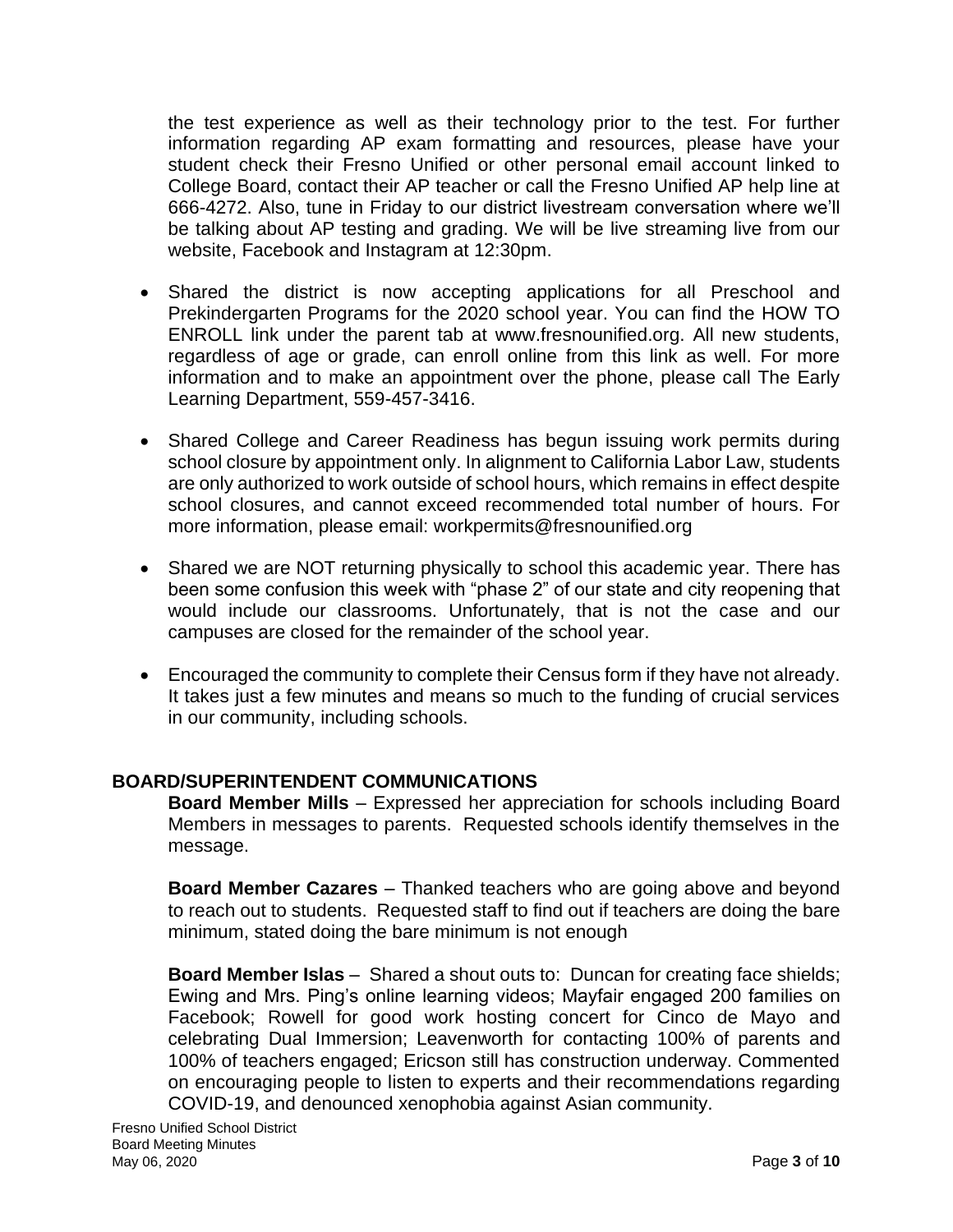the test experience as well as their technology prior to the test. For further information regarding AP exam formatting and resources, please have your student check their Fresno Unified or other personal email account linked to College Board, contact their AP teacher or call the Fresno Unified AP help line at 666-4272. Also, tune in Friday to our district livestream conversation where we'll be talking about AP testing and grading. We will be live streaming live from our website, Facebook and Instagram at 12:30pm.

- Shared the district is now accepting applications for all Preschool and Prekindergarten Programs for the 2020 school year. You can find the HOW TO ENROLL link under the parent tab at www.fresnounified.org. All new students, regardless of age or grade, can enroll online from this link as well. For more information and to make an appointment over the phone, please call The Early Learning Department, 559-457-3416.

- Shared College and Career Readiness has begun issuing work permits during school closure by appointment only. In alignment to California Labor Law, students are only authorized to work outside of school hours, which remains in effect despite school closures, and cannot exceed recommended total number of hours. For more information, please email: workpermits@fresnounified.org

- Shared we are NOT returning physically to school this academic year. There has been some confusion this week with "phase 2" of our state and city reopening that would include our classrooms. Unfortunately, that is not the case and our campuses are closed for the remainder of the school year.

- Encouraged the community to complete their Census form if they have not already. It takes just a few minutes and means so much to the funding of crucial services in our community, including schools.

## BOARD/SUPERINTENDENT COMMUNICATIONS

**Board Member Mills** – Expressed her appreciation for schools including Board Members in messages to parents. Requested schools identify themselves in the message.

**Board Member Cazares** – Thanked teachers who are going above and beyond to reach out to students. Requested staff to find out if teachers are doing the bare minimum, stated doing the bare minimum is not enough

**Board Member Islas** – Shared a shout outs to: Duncan for creating face shields; Ewing and Mrs. Ping's online learning videos; Mayfair engaged 200 families on Facebook; Rowell for good work hosting concert for Cinco de Mayo and celebrating Dual Immersion; Leavenworth for contacting 100% of parents and 100% of teachers engaged; Ericson still has construction underway. Commented on encouraging people to listen to experts and their recommendations regarding COVID-19, and denounced xenophobia against Asian community.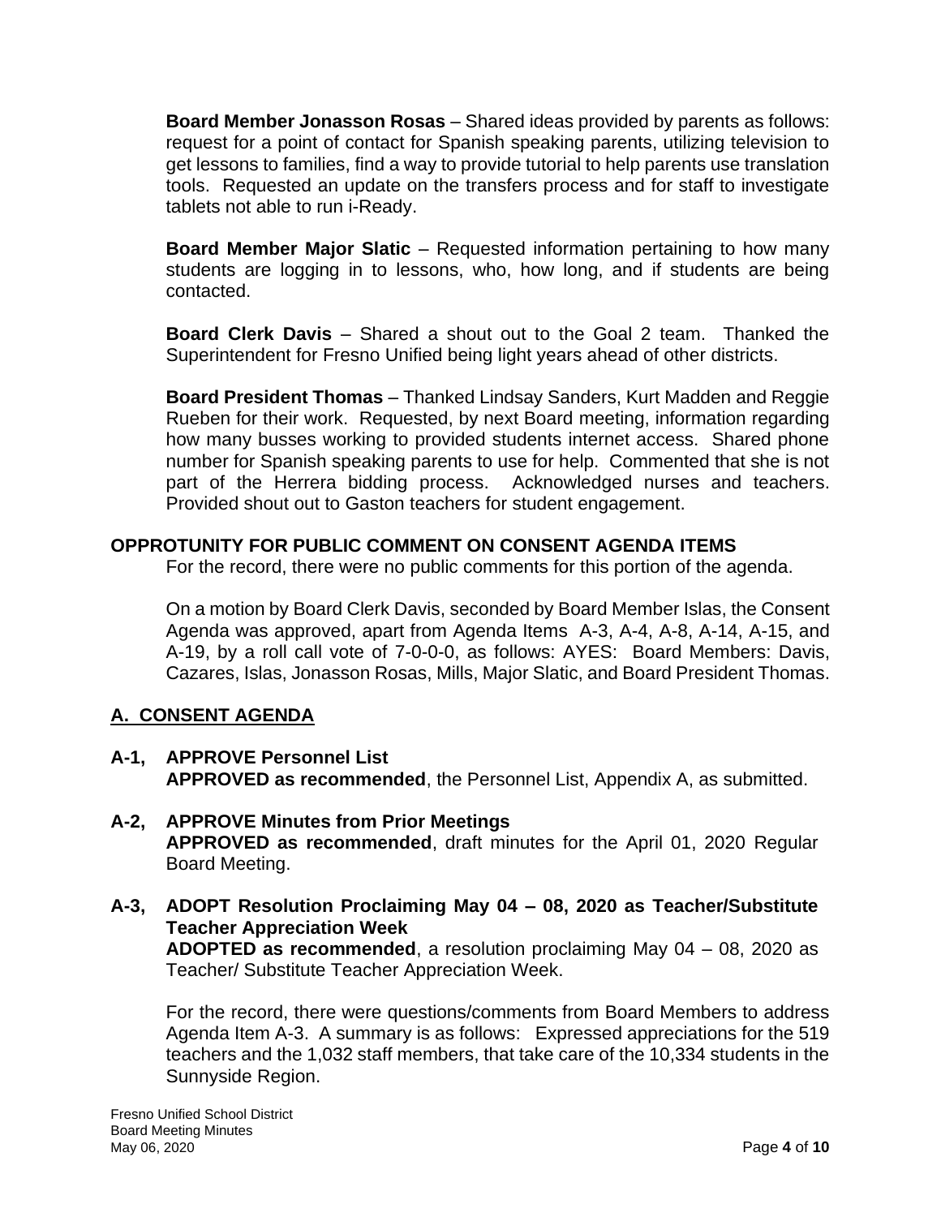**Board Member Jonasson Rosas** – Shared ideas provided by parents as follows: request for a point of contact for Spanish speaking parents, utilizing television to get lessons to families, find a way to provide tutorial to help parents use translation tools. Requested an update on the transfers process and for staff to investigate tablets not able to run i-Ready.

**Board Member Major Slatic** – Requested information pertaining to how many students are logging in to lessons, who, how long, and if students are being contacted.

**Board Clerk Davis** – Shared a shout out to the Goal 2 team. Thanked the Superintendent for Fresno Unified being light years ahead of other districts.

**Board President Thomas** – Thanked Lindsay Sanders, Kurt Madden and Reggie Rueben for their work. Requested, by next Board meeting, information regarding how many busses working to provided students internet access. Shared phone number for Spanish speaking parents to use for help. Commented that she is not part of the Herrera bidding process. Acknowledged nurses and teachers. Provided shout out to Gaston teachers for student engagement.

## OPPROTUNITY FOR PUBLIC COMMENT ON CONSENT AGENDA ITEMS

For the record, there were no public comments for this portion of the agenda.

On a motion by Board Clerk Davis, seconded by Board Member Islas, the Consent Agenda was approved, apart from Agenda Items A-3, A-4, A-8, A-14, A-15, and A-19, by a roll call vote of 7-0-0-0, as follows: AYES: Board Members: Davis, Cazares, Islas, Jonasson Rosas, Mills, Major Slatic, and Board President Thomas.

## A. CONSENT AGENDA

**A-1, APPROVE Personnel List**
**APPROVED as recommended**, the Personnel List, Appendix A, as submitted.

**A-2, APPROVE Minutes from Prior Meetings**
**APPROVED as recommended**, draft minutes for the April 01, 2020 Regular Board Meeting.

**A-3, ADOPT Resolution Proclaiming May 04 – 08, 2020 as Teacher/Substitute Teacher Appreciation Week**
**ADOPTED as recommended**, a resolution proclaiming May 04 – 08, 2020 as Teacher/ Substitute Teacher Appreciation Week.

For the record, there were questions/comments from Board Members to address Agenda Item A-3. A summary is as follows: Expressed appreciations for the 519 teachers and the 1,032 staff members, that take care of the 10,334 students in the Sunnyside Region.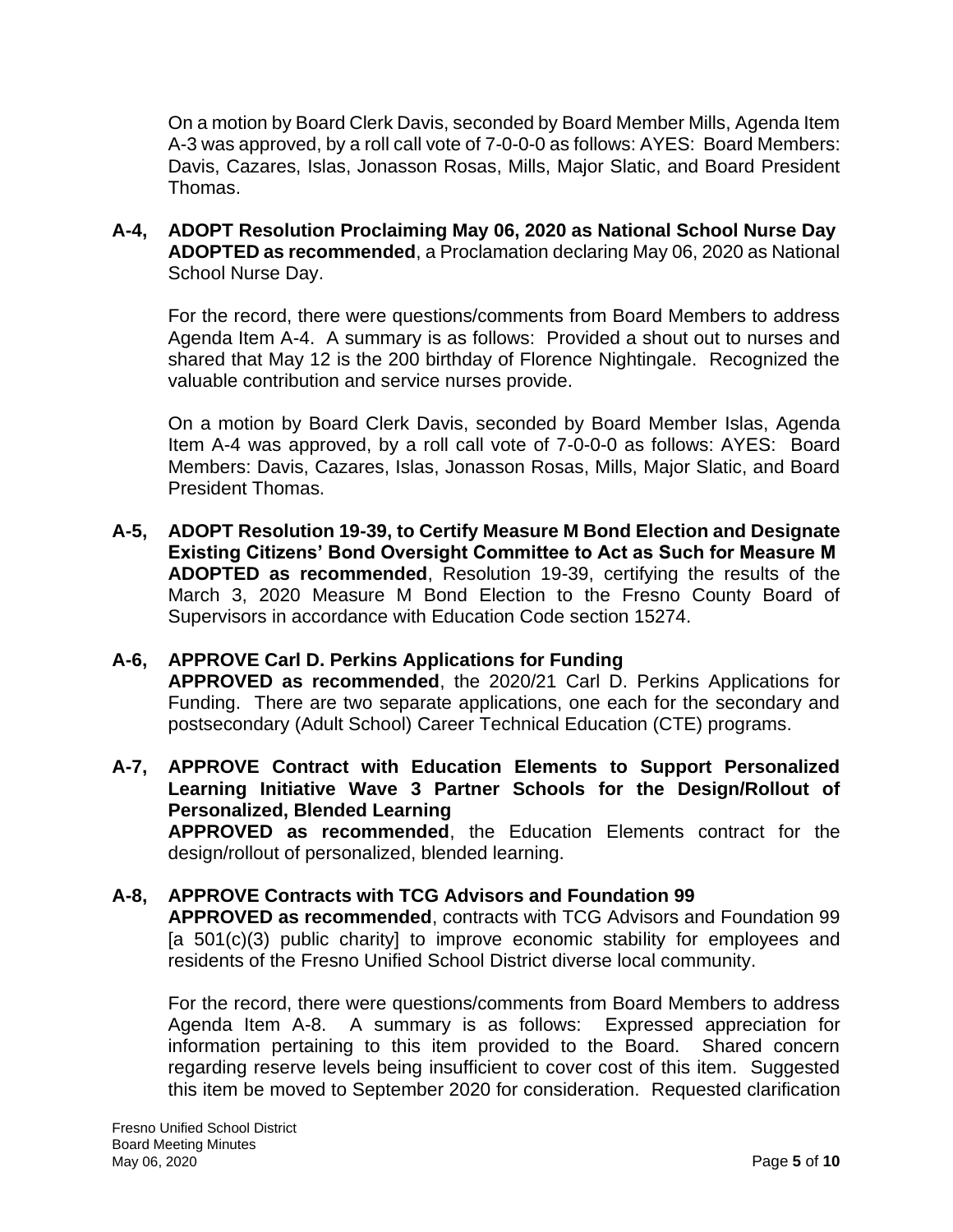On a motion by Board Clerk Davis, seconded by Board Member Mills, Agenda Item A-3 was approved, by a roll call vote of 7-0-0-0 as follows: AYES: Board Members: Davis, Cazares, Islas, Jonasson Rosas, Mills, Major Slatic, and Board President Thomas.

**A-4, ADOPT Resolution Proclaiming May 06, 2020 as National School Nurse Day**
**ADOPTED as recommended**, a Proclamation declaring May 06, 2020 as National School Nurse Day.

For the record, there were questions/comments from Board Members to address Agenda Item A-4. A summary is as follows: Provided a shout out to nurses and shared that May 12 is the 200 birthday of Florence Nightingale. Recognized the valuable contribution and service nurses provide.

On a motion by Board Clerk Davis, seconded by Board Member Islas, Agenda Item A-4 was approved, by a roll call vote of 7-0-0-0 as follows: AYES: Board Members: Davis, Cazares, Islas, Jonasson Rosas, Mills, Major Slatic, and Board President Thomas.

**A-5, ADOPT Resolution 19-39, to Certify Measure M Bond Election and Designate Existing Citizens' Bond Oversight Committee to Act as Such for Measure M**
**ADOPTED as recommended**, Resolution 19-39, certifying the results of the March 3, 2020 Measure M Bond Election to the Fresno County Board of Supervisors in accordance with Education Code section 15274.

**A-6, APPROVE Carl D. Perkins Applications for Funding**
**APPROVED as recommended**, the 2020/21 Carl D. Perkins Applications for Funding. There are two separate applications, one each for the secondary and postsecondary (Adult School) Career Technical Education (CTE) programs.

**A-7, APPROVE Contract with Education Elements to Support Personalized Learning Initiative Wave 3 Partner Schools for the Design/Rollout of Personalized, Blended Learning**
**APPROVED as recommended**, the Education Elements contract for the design/rollout of personalized, blended learning.

**A-8, APPROVE Contracts with TCG Advisors and Foundation 99**
**APPROVED as recommended**, contracts with TCG Advisors and Foundation 99 [a 501(c)(3) public charity] to improve economic stability for employees and residents of the Fresno Unified School District diverse local community.

For the record, there were questions/comments from Board Members to address Agenda Item A-8. A summary is as follows: Expressed appreciation for information pertaining to this item provided to the Board. Shared concern regarding reserve levels being insufficient to cover cost of this item. Suggested this item be moved to September 2020 for consideration. Requested clarification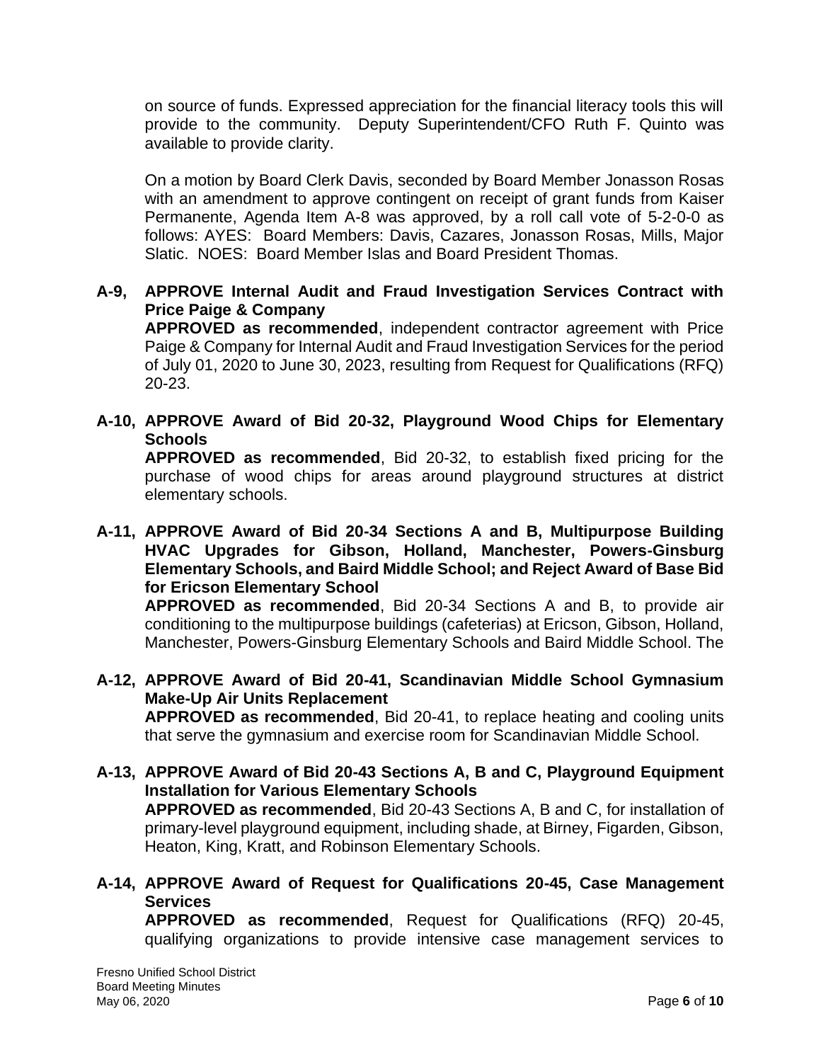on source of funds. Expressed appreciation for the financial literacy tools this will provide to the community. Deputy Superintendent/CFO Ruth F. Quinto was available to provide clarity.

On a motion by Board Clerk Davis, seconded by Board Member Jonasson Rosas with an amendment to approve contingent on receipt of grant funds from Kaiser Permanente, Agenda Item A-8 was approved, by a roll call vote of 5-2-0-0 as follows: AYES: Board Members: Davis, Cazares, Jonasson Rosas, Mills, Major Slatic. NOES: Board Member Islas and Board President Thomas.

**A-9, APPROVE Internal Audit and Fraud Investigation Services Contract with Price Paige & Company**
**APPROVED as recommended**, independent contractor agreement with Price Paige & Company for Internal Audit and Fraud Investigation Services for the period of July 01, 2020 to June 30, 2023, resulting from Request for Qualifications (RFQ) 20-23.

**A-10, APPROVE Award of Bid 20-32, Playground Wood Chips for Elementary Schools**
**APPROVED as recommended**, Bid 20-32, to establish fixed pricing for the purchase of wood chips for areas around playground structures at district elementary schools.

**A-11, APPROVE Award of Bid 20-34 Sections A and B, Multipurpose Building HVAC Upgrades for Gibson, Holland, Manchester, Powers-Ginsburg Elementary Schools, and Baird Middle School; and Reject Award of Base Bid for Ericson Elementary School**
**APPROVED as recommended**, Bid 20-34 Sections A and B, to provide air conditioning to the multipurpose buildings (cafeterias) at Ericson, Gibson, Holland, Manchester, Powers-Ginsburg Elementary Schools and Baird Middle School. The

**A-12, APPROVE Award of Bid 20-41, Scandinavian Middle School Gymnasium Make-Up Air Units Replacement**
**APPROVED as recommended**, Bid 20-41, to replace heating and cooling units that serve the gymnasium and exercise room for Scandinavian Middle School.

**A-13, APPROVE Award of Bid 20-43 Sections A, B and C, Playground Equipment Installation for Various Elementary Schools**
**APPROVED as recommended**, Bid 20-43 Sections A, B and C, for installation of primary-level playground equipment, including shade, at Birney, Figarden, Gibson, Heaton, King, Kratt, and Robinson Elementary Schools.

**A-14, APPROVE Award of Request for Qualifications 20-45, Case Management Services**
**APPROVED as recommended**, Request for Qualifications (RFQ) 20-45, qualifying organizations to provide intensive case management services to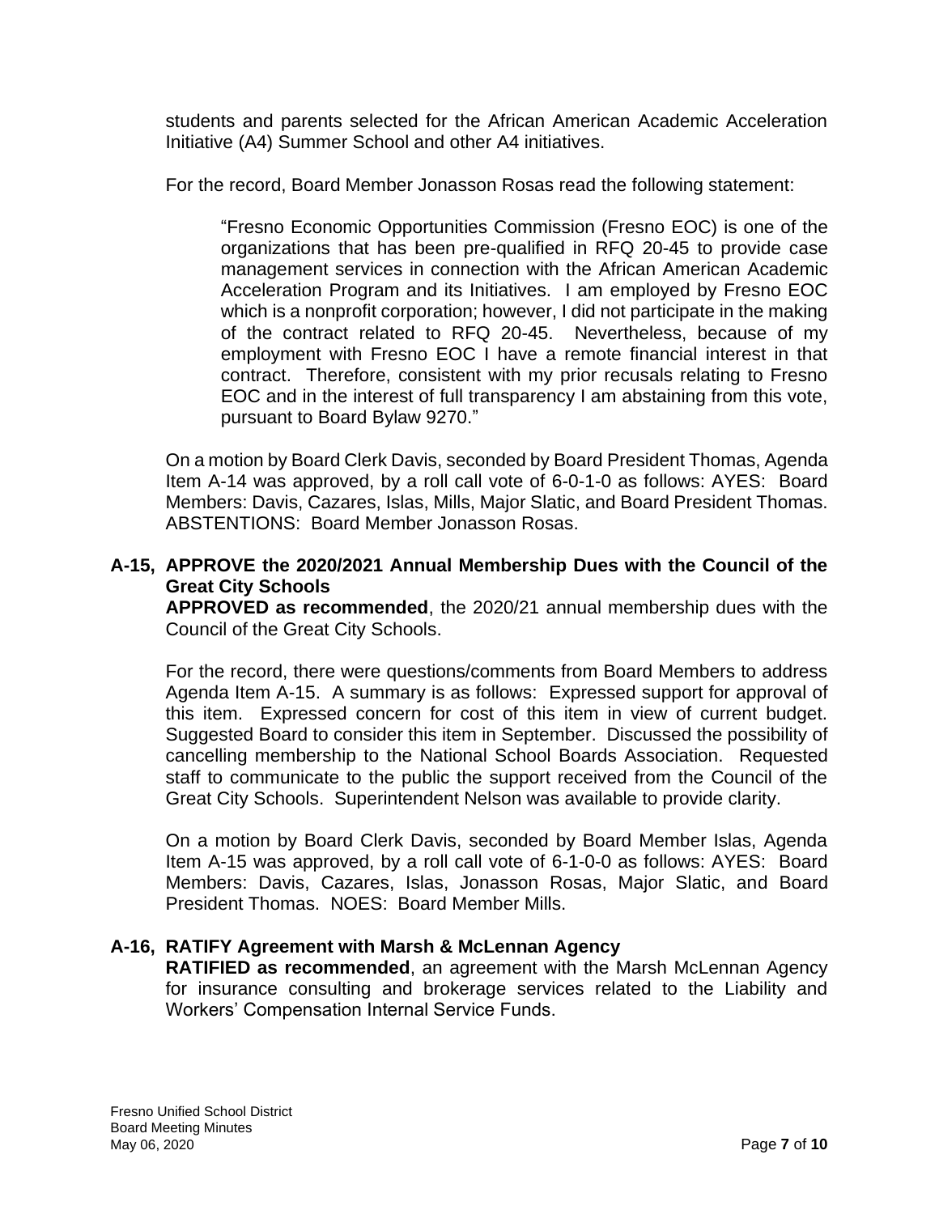students and parents selected for the African American Academic Acceleration Initiative (A4) Summer School and other A4 initiatives.

For the record, Board Member Jonasson Rosas read the following statement:

> "Fresno Economic Opportunities Commission (Fresno EOC) is one of the organizations that has been pre-qualified in RFQ 20-45 to provide case management services in connection with the African American Academic Acceleration Program and its Initiatives. I am employed by Fresno EOC which is a nonprofit corporation; however, I did not participate in the making of the contract related to RFQ 20-45. Nevertheless, because of my employment with Fresno EOC I have a remote financial interest in that contract. Therefore, consistent with my prior recusals relating to Fresno EOC and in the interest of full transparency I am abstaining from this vote, pursuant to Board Bylaw 9270."

On a motion by Board Clerk Davis, seconded by Board President Thomas, Agenda Item A-14 was approved, by a roll call vote of 6-0-1-0 as follows: AYES: Board Members: Davis, Cazares, Islas, Mills, Major Slatic, and Board President Thomas. ABSTENTIONS: Board Member Jonasson Rosas.

**A-15, APPROVE the 2020/2021 Annual Membership Dues with the Council of the Great City Schools**

**APPROVED as recommended**, the 2020/21 annual membership dues with the Council of the Great City Schools.

For the record, there were questions/comments from Board Members to address Agenda Item A-15. A summary is as follows: Expressed support for approval of this item. Expressed concern for cost of this item in view of current budget. Suggested Board to consider this item in September. Discussed the possibility of cancelling membership to the National School Boards Association. Requested staff to communicate to the public the support received from the Council of the Great City Schools. Superintendent Nelson was available to provide clarity.

On a motion by Board Clerk Davis, seconded by Board Member Islas, Agenda Item A-15 was approved, by a roll call vote of 6-1-0-0 as follows: AYES: Board Members: Davis, Cazares, Islas, Jonasson Rosas, Major Slatic, and Board President Thomas. NOES: Board Member Mills.

**A-16, RATIFY Agreement with Marsh & McLennan Agency**

**RATIFIED as recommended**, an agreement with the Marsh McLennan Agency for insurance consulting and brokerage services related to the Liability and Workers' Compensation Internal Service Funds.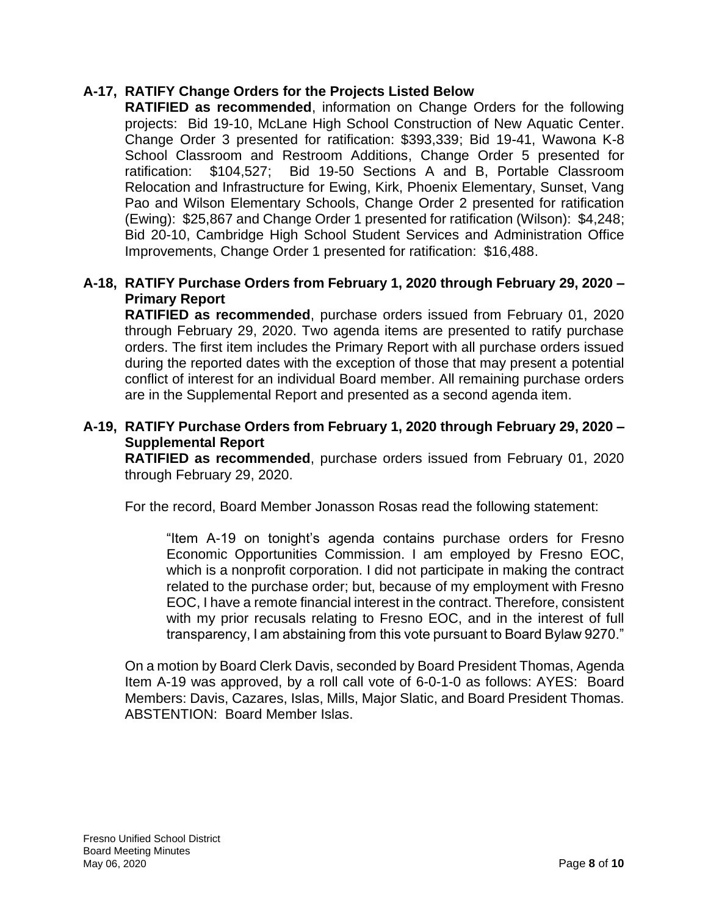### A-17, RATIFY Change Orders for the Projects Listed Below

**RATIFIED as recommended**, information on Change Orders for the following projects: Bid 19-10, McLane High School Construction of New Aquatic Center. Change Order 3 presented for ratification: $393,339; Bid 19-41, Wawona K-8 School Classroom and Restroom Additions, Change Order 5 presented for ratification: $104,527; Bid 19-50 Sections A and B, Portable Classroom Relocation and Infrastructure for Ewing, Kirk, Phoenix Elementary, Sunset, Vang Pao and Wilson Elementary Schools, Change Order 2 presented for ratification (Ewing): $25,867 and Change Order 1 presented for ratification (Wilson): $4,248; Bid 20-10, Cambridge High School Student Services and Administration Office Improvements, Change Order 1 presented for ratification: $16,488.

### A-18, RATIFY Purchase Orders from February 1, 2020 through February 29, 2020 – Primary Report

**RATIFIED as recommended**, purchase orders issued from February 01, 2020 through February 29, 2020. Two agenda items are presented to ratify purchase orders. The first item includes the Primary Report with all purchase orders issued during the reported dates with the exception of those that may present a potential conflict of interest for an individual Board member. All remaining purchase orders are in the Supplemental Report and presented as a second agenda item.

### A-19, RATIFY Purchase Orders from February 1, 2020 through February 29, 2020 – Supplemental Report

**RATIFIED as recommended**, purchase orders issued from February 01, 2020 through February 29, 2020.

For the record, Board Member Jonasson Rosas read the following statement:

> "Item A-19 on tonight's agenda contains purchase orders for Fresno Economic Opportunities Commission. I am employed by Fresno EOC, which is a nonprofit corporation. I did not participate in making the contract related to the purchase order; but, because of my employment with Fresno EOC, I have a remote financial interest in the contract. Therefore, consistent with my prior recusals relating to Fresno EOC, and in the interest of full transparency, I am abstaining from this vote pursuant to Board Bylaw 9270."

On a motion by Board Clerk Davis, seconded by Board President Thomas, Agenda Item A-19 was approved, by a roll call vote of 6-0-1-0 as follows: AYES: Board Members: Davis, Cazares, Islas, Mills, Major Slatic, and Board President Thomas. ABSTENTION: Board Member Islas.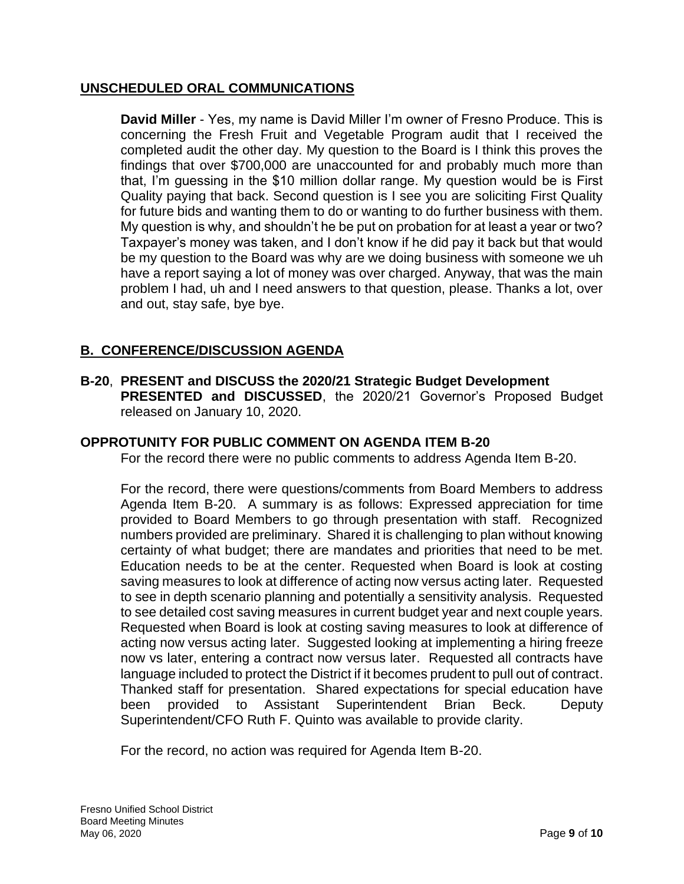## UNSCHEDULED ORAL COMMUNICATIONS

**David Miller** - Yes, my name is David Miller I'm owner of Fresno Produce. This is concerning the Fresh Fruit and Vegetable Program audit that I received the completed audit the other day. My question to the Board is I think this proves the findings that over $700,000 are unaccounted for and probably much more than that, I'm guessing in the $10 million dollar range. My question would be is First Quality paying that back. Second question is I see you are soliciting First Quality for future bids and wanting them to do or wanting to do further business with them. My question is why, and shouldn't he be put on probation for at least a year or two? Taxpayer's money was taken, and I don't know if he did pay it back but that would be my question to the Board was why are we doing business with someone we uh have a report saying a lot of money was over charged. Anyway, that was the main problem I had, uh and I need answers to that question, please. Thanks a lot, over and out, stay safe, bye bye.

## B. CONFERENCE/DISCUSSION AGENDA

**B-20**, **PRESENT and DISCUSS the 2020/21 Strategic Budget Development**
**PRESENTED and DISCUSSED**, the 2020/21 Governor's Proposed Budget released on January 10, 2020.

### OPPROTUNITY FOR PUBLIC COMMENT ON AGENDA ITEM B-20

For the record there were no public comments to address Agenda Item B-20.

For the record, there were questions/comments from Board Members to address Agenda Item B-20. A summary is as follows: Expressed appreciation for time provided to Board Members to go through presentation with staff. Recognized numbers provided are preliminary. Shared it is challenging to plan without knowing certainty of what budget; there are mandates and priorities that need to be met. Education needs to be at the center. Requested when Board is look at costing saving measures to look at difference of acting now versus acting later. Requested to see in depth scenario planning and potentially a sensitivity analysis. Requested to see detailed cost saving measures in current budget year and next couple years. Requested when Board is look at costing saving measures to look at difference of acting now versus acting later. Suggested looking at implementing a hiring freeze now vs later, entering a contract now versus later. Requested all contracts have language included to protect the District if it becomes prudent to pull out of contract. Thanked staff for presentation. Shared expectations for special education have been provided to Assistant Superintendent Brian Beck. Deputy Superintendent/CFO Ruth F. Quinto was available to provide clarity.

For the record, no action was required for Agenda Item B-20.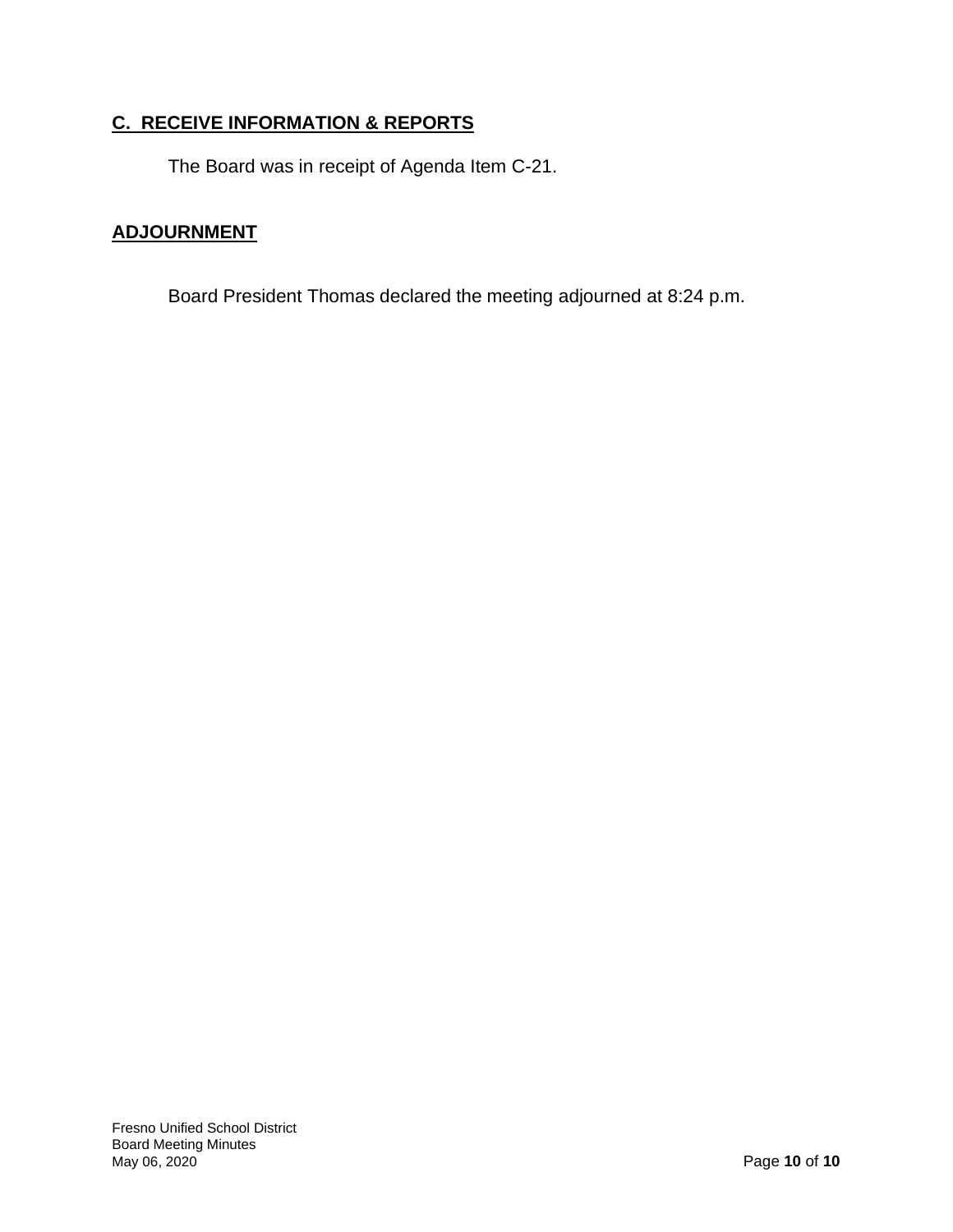## C. RECEIVE INFORMATION & REPORTS

The Board was in receipt of Agenda Item C-21.

## ADJOURNMENT

Board President Thomas declared the meeting adjourned at 8:24 p.m.